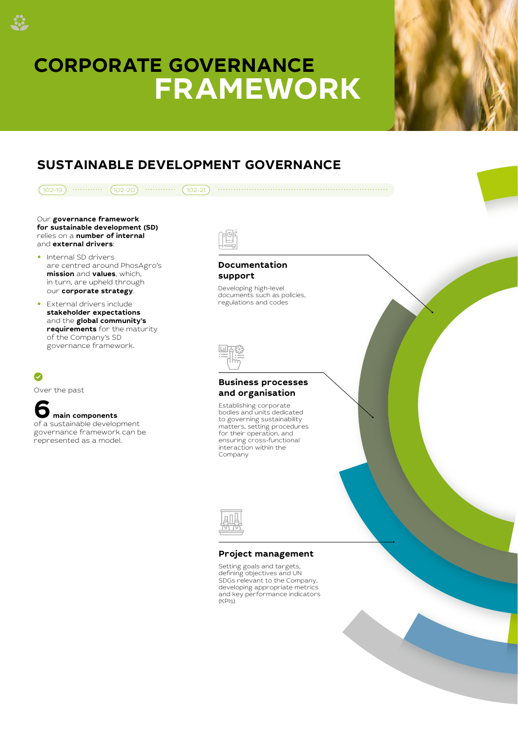# CORPORATE GOVERNANCE FRAMEWORK

## SUSTAINABLE DEVELOPMENT GOVERNANCE

102-19 102-20 102-21

Our **governance framework for sustainable development (SD)** relies on a **number of internal** and **external drivers**:

- Internal SD drivers are centred around PhosAgro's **mission** and **values**, which, in turn, are upheld through our **corporate strategy**.
- External drivers include **stakeholder expectations** and the **global community's requirements** for the maturity of the Company's SD governance framework.

Over the past

**6 main components** of a sustainable development governance framework can be represented as a model.

### Documentation support

Developing high-level documents such as policies, regulations and codes

### Business processes and organisation

Establishing corporate bodies and units dedicated to governing sustainability matters, setting procedures for their operation, and ensuring cross-functional interaction within the Company

### Project management

Setting goals and targets, defining objectives and UN SDGs relevant to the Company, developing appropriate metrics and key performance indicators (KPIs)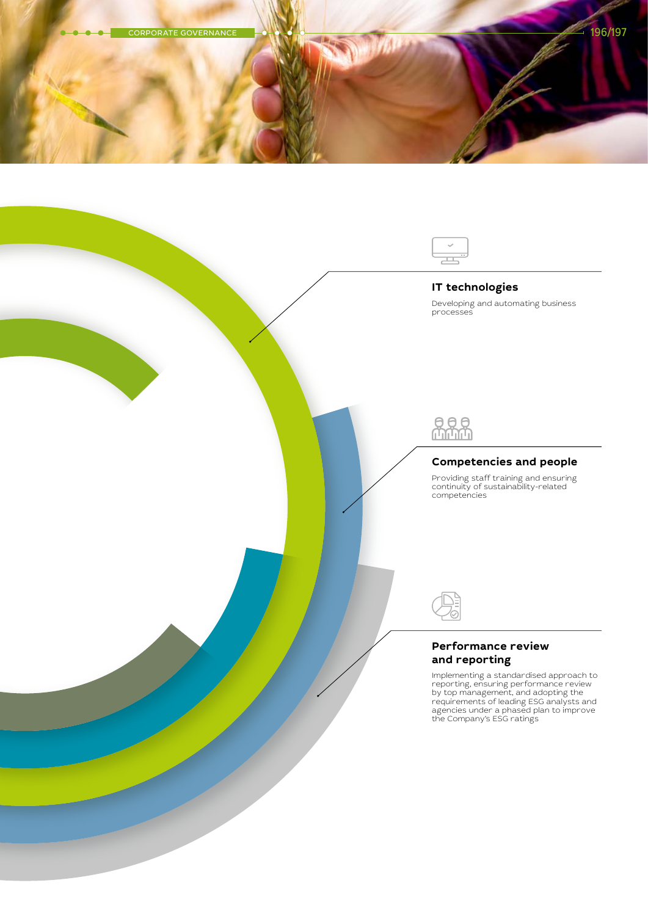### IT technologies

Developing and automating business processes

### Competencies and people

Providing staff training and ensuring continuity of sustainability-related competencies

### Performance review and reporting

Implementing a standardised approach to reporting, ensuring performance review by top management, and adopting the requirements of leading ESG analysts and agencies under a phased plan to improve the Company's ESG ratings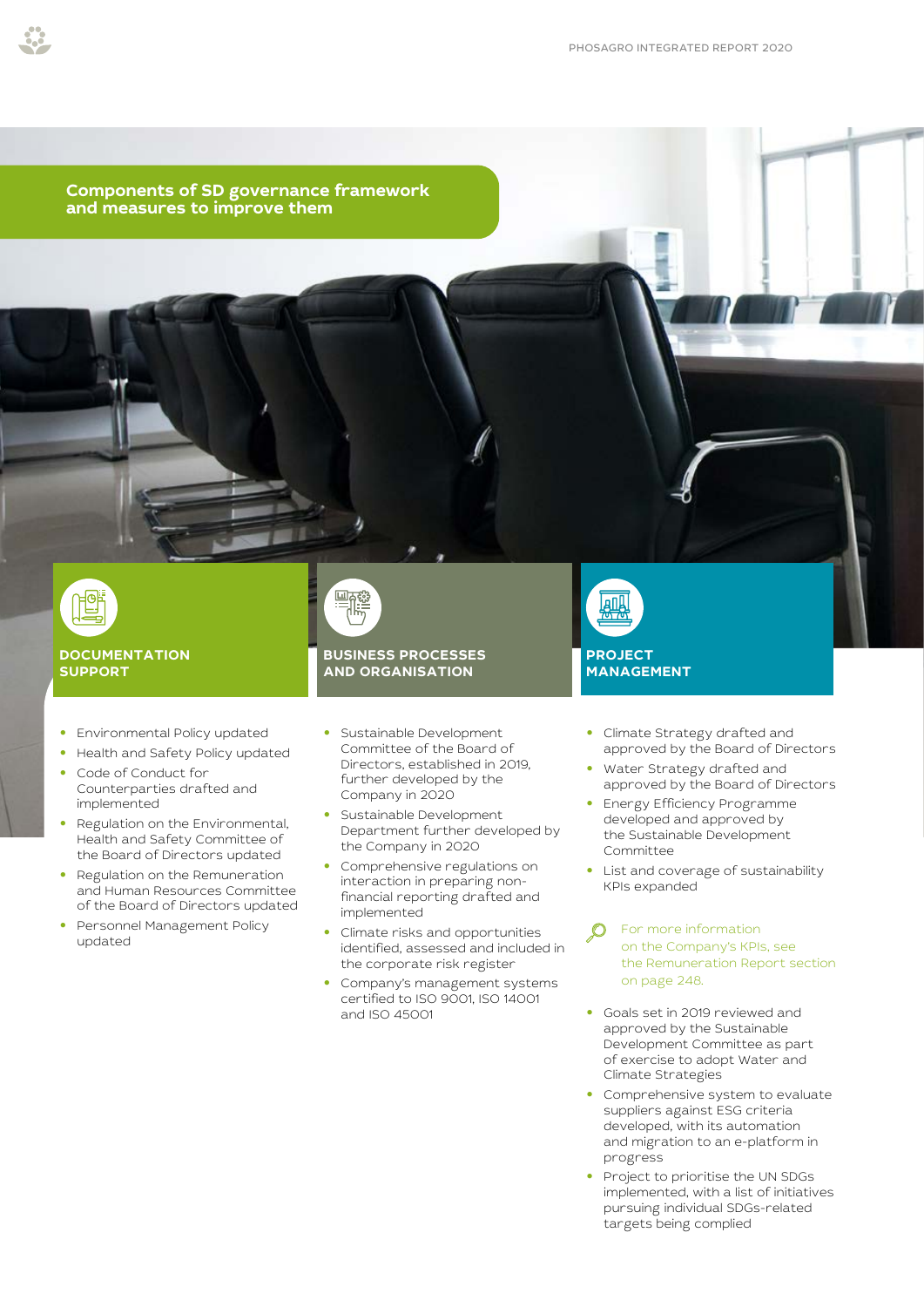## Components of SD governance framework and measures to improve them

### DOCUMENTATION SUPPORT

- Environmental Policy updated
- Health and Safety Policy updated
- Code of Conduct for Counterparties drafted and implemented
- Regulation on the Environmental, Health and Safety Committee of the Board of Directors updated
- Regulation on the Remuneration and Human Resources Committee of the Board of Directors updated
- Personnel Management Policy updated

### BUSINESS PROCESSES AND ORGANISATION

- Sustainable Development Committee of the Board of Directors, established in 2019, further developed by the Company in 2020
- Sustainable Development Department further developed by the Company in 2020
- Comprehensive regulations on interaction in preparing non-financial reporting drafted and implemented
- Climate risks and opportunities identified, assessed and included in the corporate risk register
- Company's management systems certified to ISO 9001, ISO 14001 and ISO 45001

### PROJECT MANAGEMENT

- Climate Strategy drafted and approved by the Board of Directors
- Water Strategy drafted and approved by the Board of Directors
- Energy Efficiency Programme developed and approved by the Sustainable Development Committee
- List and coverage of sustainability KPIs expanded

For more information on the Company's KPIs, see the Remuneration Report section on page 248.

- Goals set in 2019 reviewed and approved by the Sustainable Development Committee as part of exercise to adopt Water and Climate Strategies
- Comprehensive system to evaluate suppliers against ESG criteria developed, with its automation and migration to an e-platform in progress
- Project to prioritise the UN SDGs implemented, with a list of initiatives pursuing individual SDGs-related targets being complied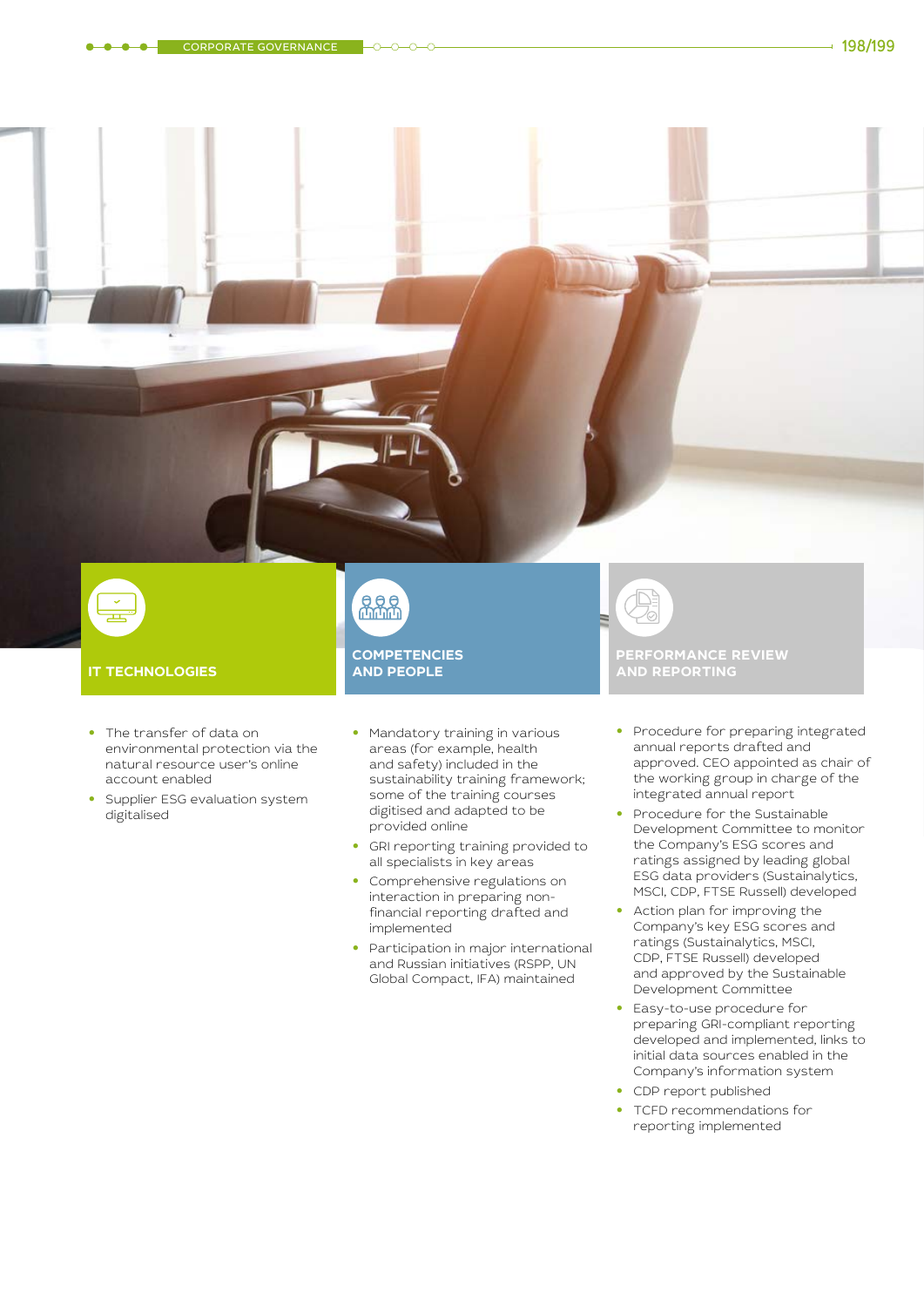## IT TECHNOLOGIES

- The transfer of data on environmental protection via the natural resource user's online account enabled
- Supplier ESG evaluation system digitalised

## COMPETENCIES AND PEOPLE

- Mandatory training in various areas (for example, health and safety) included in the sustainability training framework; some of the training courses digitised and adapted to be provided online
- GRI reporting training provided to all specialists in key areas
- Comprehensive regulations on interaction in preparing non-financial reporting drafted and implemented
- Participation in major international and Russian initiatives (RSPP, UN Global Compact, IFA) maintained

## PERFORMANCE REVIEW AND REPORTING

- Procedure for preparing integrated annual reports drafted and approved. CEO appointed as chair of the working group in charge of the integrated annual report
- Procedure for the Sustainable Development Committee to monitor the Company's ESG scores and ratings assigned by leading global ESG data providers (Sustainalytics, MSCI, CDP, FTSE Russell) developed
- Action plan for improving the Company's key ESG scores and ratings (Sustainalytics, MSCI, CDP, FTSE Russell) developed and approved by the Sustainable Development Committee
- Easy-to-use procedure for preparing GRI-compliant reporting developed and implemented, links to initial data sources enabled in the Company's information system
- CDP report published
- TCFD recommendations for reporting implemented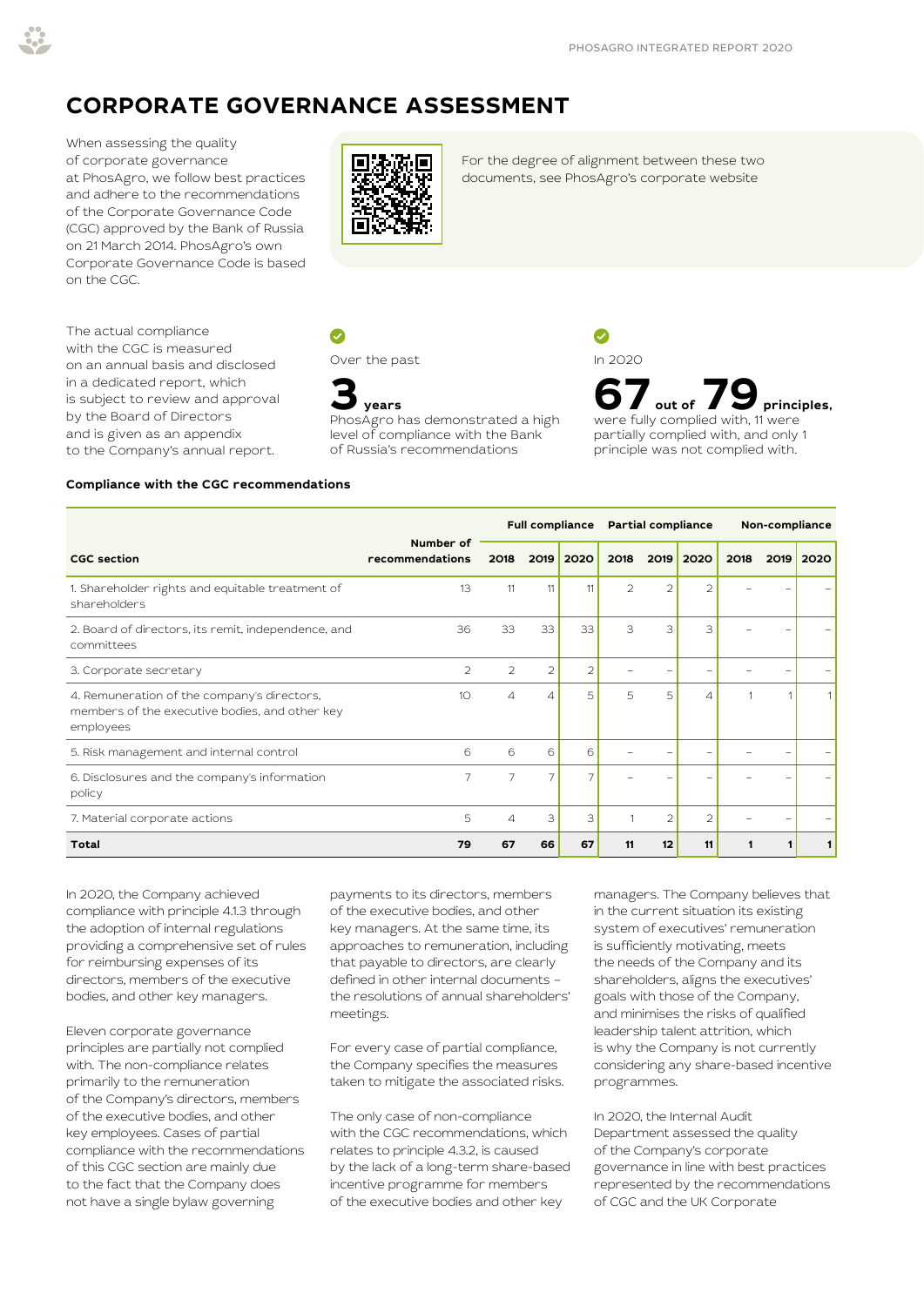# CORPORATE GOVERNANCE ASSESSMENT

When assessing the quality of corporate governance at PhosAgro, we follow best practices and adhere to the recommendations of the Corporate Governance Code (CGC) approved by the Bank of Russia on 21 March 2014. PhosAgro's own Corporate Governance Code is based on the CGC.

For the degree of alignment between these two documents, see PhosAgro's corporate website

The actual compliance with the CGC is measured on an annual basis and disclosed in a dedicated report, which is subject to review and approval by the Board of Directors and is given as an appendix to the Company's annual report.

Over the past

**3 years**

PhosAgro has demonstrated a high level of compliance with the Bank of Russia's recommendations

In 2020

**67 out of 79 principles,**

were fully complied with, 11 were partially complied with, and only 1 principle was not complied with.

**Compliance with the CGC recommendations**

| CGC section | Number of recommendations | Full compliance | | | Partial compliance | | | Non-compliance | | |
|---|---|---|---|---|---|---|---|---|---|---|
| | | 2018 | 2019 | 2020 | 2018 | 2019 | 2020 | 2018 | 2019 | 2020 |
| 1. Shareholder rights and equitable treatment of shareholders | 13 | 11 | 11 | 11 | 2 | 2 | 2 | – | – | – |
| 2. Board of directors, its remit, independence, and committees | 36 | 33 | 33 | 33 | 3 | 3 | 3 | – | – | – |
| 3. Corporate secretary | 2 | 2 | 2 | 2 | – | – | – | – | – | – |
| 4. Remuneration of the company's directors, members of the executive bodies, and other key employees | 10 | 4 | 4 | 5 | 5 | 5 | 4 | 1 | 1 | 1 |
| 5. Risk management and internal control | 6 | 6 | 6 | 6 | – | – | – | – | – | – |
| 6. Disclosures and the company's information policy | 7 | 7 | 7 | 7 | – | – | – | – | – | – |
| 7. Material corporate actions | 5 | 4 | 3 | 3 | 1 | 2 | 2 | – | – | – |
| **Total** | **79** | **67** | **66** | **67** | **11** | **12** | **11** | **1** | **1** | **1** |

In 2020, the Company achieved compliance with principle 4.1.3 through the adoption of internal regulations providing a comprehensive set of rules for reimbursing expenses of its directors, members of the executive bodies, and other key managers.

Eleven corporate governance principles are partially not complied with. The non-compliance relates primarily to the remuneration of the Company's directors, members of the executive bodies, and other key employees. Cases of partial compliance with the recommendations of this CGC section are mainly due to the fact that the Company does not have a single bylaw governing payments to its directors, members of the executive bodies, and other key managers. At the same time, its approaches to remuneration, including that payable to directors, are clearly defined in other internal documents – the resolutions of annual shareholders' meetings.

For every case of partial compliance, the Company specifies the measures taken to mitigate the associated risks.

The only case of non-compliance with the CGC recommendations, which relates to principle 4.3.2, is caused by the lack of a long-term share-based incentive programme for members of the executive bodies and other key managers. The Company believes that in the current situation its existing system of executives' remuneration is sufficiently motivating, meets the needs of the Company and its shareholders, aligns the executives' goals with those of the Company, and minimises the risks of qualified leadership talent attrition, which is why the Company is not currently considering any share-based incentive programmes.

In 2020, the Internal Audit Department assessed the quality of the Company's corporate governance in line with best practices represented by the recommendations of CGC and the UK Corporate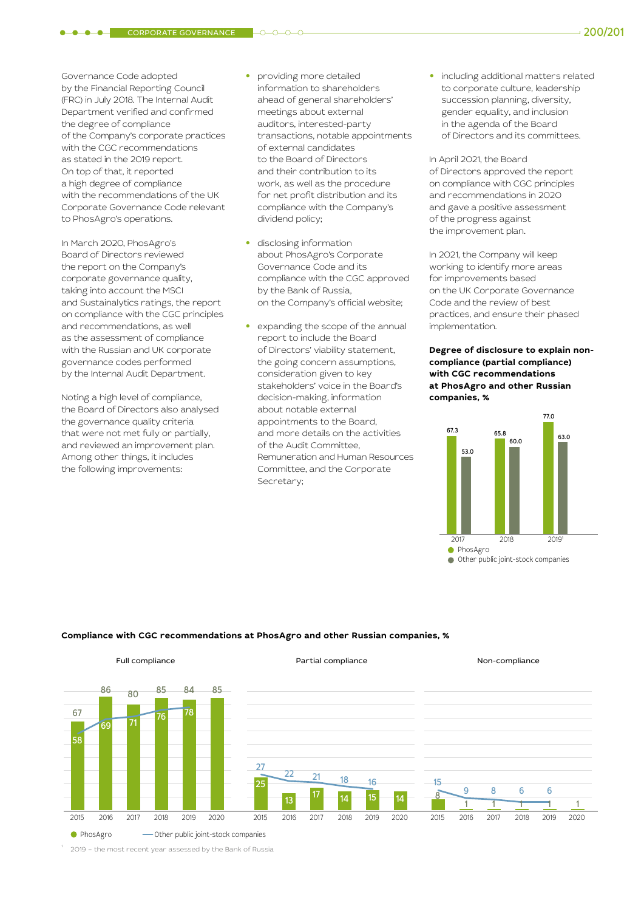Governance Code adopted by the Financial Reporting Council (FRC) in July 2018. The Internal Audit Department verified and confirmed the degree of compliance of the Company's corporate practices with the CGC recommendations as stated in the 2019 report. On top of that, it reported a high degree of compliance with the recommendations of the UK Corporate Governance Code relevant to PhosAgro's operations.

In March 2020, PhosAgro's Board of Directors reviewed the report on the Company's corporate governance quality, taking into account the MSCI and Sustainalytics ratings, the report on compliance with the CGC principles and recommendations, as well as the assessment of compliance with the Russian and UK corporate governance codes performed by the Internal Audit Department.

Noting a high level of compliance, the Board of Directors also analysed the governance quality criteria that were not met fully or partially, and reviewed an improvement plan. Among other things, it includes the following improvements:

- providing more detailed information to shareholders ahead of general shareholders' meetings about external auditors, interested-party transactions, notable appointments of external candidates to the Board of Directors and their contribution to its work, as well as the procedure for net profit distribution and its compliance with the Company's dividend policy;
- disclosing information about PhosAgro's Corporate Governance Code and its compliance with the CGC approved by the Bank of Russia, on the Company's official website;
- expanding the scope of the annual report to include the Board of Directors' viability statement, the going concern assumptions, consideration given to key stakeholders' voice in the Board's decision-making, information about notable external appointments to the Board, and more details on the activities of the Audit Committee, Remuneration and Human Resources Committee, and the Corporate Secretary;
- including additional matters related to corporate culture, leadership succession planning, diversity, gender equality, and inclusion in the agenda of the Board of Directors and its committees.

In April 2021, the Board of Directors approved the report on compliance with CGC principles and recommendations in 2020 and gave a positive assessment of the progress against the improvement plan.

In 2021, the Company will keep working to identify more areas for improvements based on the UK Corporate Governance Code and the review of best practices, and ensure their phased implementation.

**Degree of disclosure to explain non-compliance (partial compliance) with CGC recommendations at PhosAgro and other Russian companies, %**

| | 2017 | 2018 | 2019[1] |
|---|---|---|---|
| PhosAgro | 67.3 | 65.8 | 77.0 |
| Other public joint-stock companies | 53.0 | 60.0 | 63.0 |

**Compliance with CGC recommendations at PhosAgro and other Russian companies, %**

Full compliance

| | 2015 | 2016 | 2017 | 2018 | 2019 | 2020 |
|---|---|---|---|---|---|---|
| PhosAgro | 67 | 86 | 80 | 85 | 84 | 85 |
| Other public joint-stock companies | 58 | 69 | 71 | 76 | 78 | |

Partial compliance

| | 2015 | 2016 | 2017 | 2018 | 2019 | 2020 |
|---|---|---|---|---|---|---|
| PhosAgro | 25 | 13 | 17 | 14 | 15 | 14 |
| Other public joint-stock companies | 27 | 22 | 21 | 18 | 16 | |

Non-compliance

| | 2015 | 2016 | 2017 | 2018 | 2019 | 2020 |
|---|---|---|---|---|---|---|
| PhosAgro | 8 | 1 | 1 | 1 | 1 | 1 |
| Other public joint-stock companies | 15 | 9 | 8 | 6 | 6 | |

[1] 2019 – the most recent year assessed by the Bank of Russia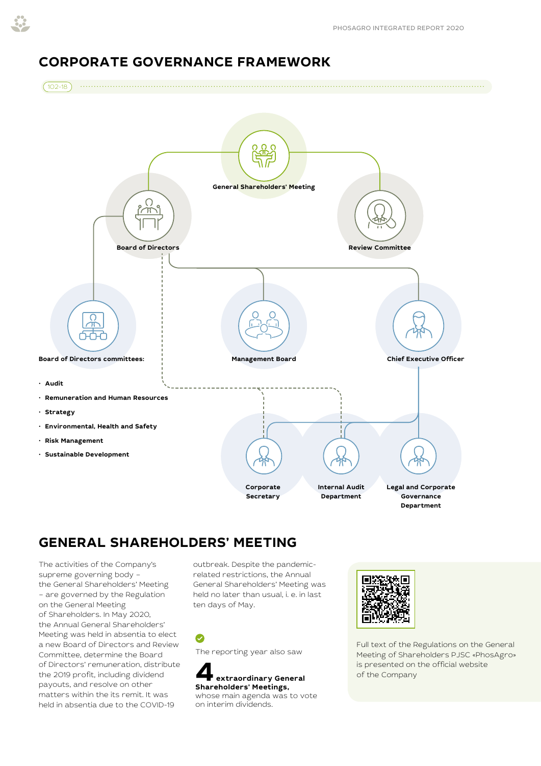# CORPORATE GOVERNANCE FRAMEWORK

102-18

General Shareholders' Meeting

Board of Directors

Review Committee

Board of Directors committees:

- Audit
- Remuneration and Human Resources
- Strategy
- Environmental, Health and Safety
- Risk Management
- Sustainable Development

Management Board

Chief Executive Officer

Corporate Secretary

Internal Audit Department

Legal and Corporate Governance Department

# GENERAL SHAREHOLDERS' MEETING

The activities of the Company's supreme governing body – the General Shareholders' Meeting – are governed by the Regulation on the General Meeting of Shareholders. In May 2020, the Annual General Shareholders' Meeting was held in absentia to elect a new Board of Directors and Review Committee, determine the Board of Directors' remuneration, distribute the 2019 profit, including dividend payouts, and resolve on other matters within the its remit. It was held in absentia due to the COVID-19 outbreak. Despite the pandemic-related restrictions, the Annual General Shareholders' Meeting was held no later than usual, i. e. in last ten days of May.

The reporting year also saw

**4 extraordinary General Shareholders' Meetings,** whose main agenda was to vote on interim dividends.

Full text of the Regulations on the General Meeting of Shareholders PJSC «PhosAgro» is presented on the official website of the Company